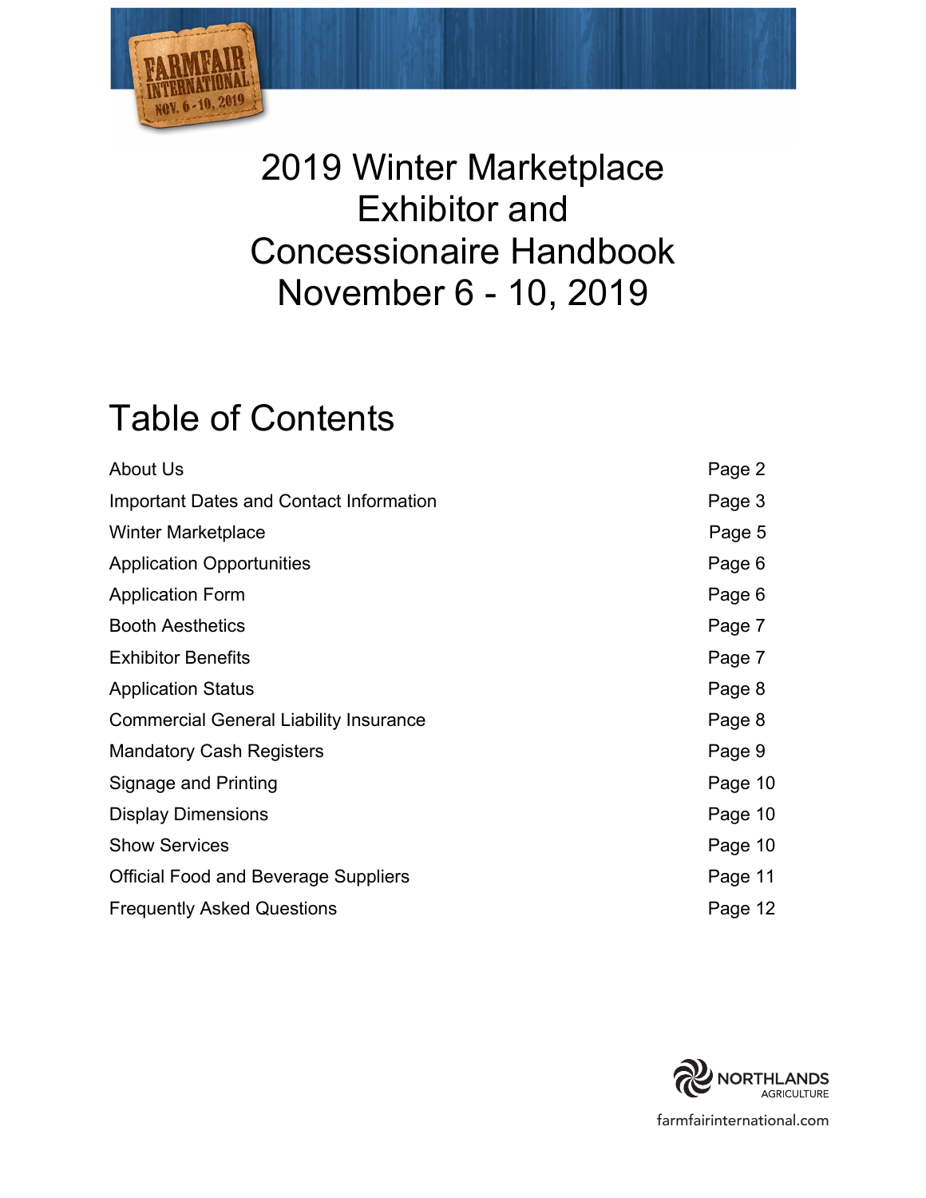# 2019 Winter Marketplace Exhibitor and Concessionaire Handbook November 6 - 10, 2019

## Table of Contents

| | |
|---|---|
| About Us | Page 2 |
| Important Dates and Contact Information | Page 3 |
| Winter Marketplace | Page 5 |
| Application Opportunities | Page 6 |
| Application Form | Page 6 |
| Booth Aesthetics | Page 7 |
| Exhibitor Benefits | Page 7 |
| Application Status | Page 8 |
| Commercial General Liability Insurance | Page 8 |
| Mandatory Cash Registers | Page 9 |
| Signage and Printing | Page 10 |
| Display Dimensions | Page 10 |
| Show Services | Page 10 |
| Official Food and Beverage Suppliers | Page 11 |
| Frequently Asked Questions | Page 12 |

NORTHLANDS AGRICULTURE

farmfairinternational.com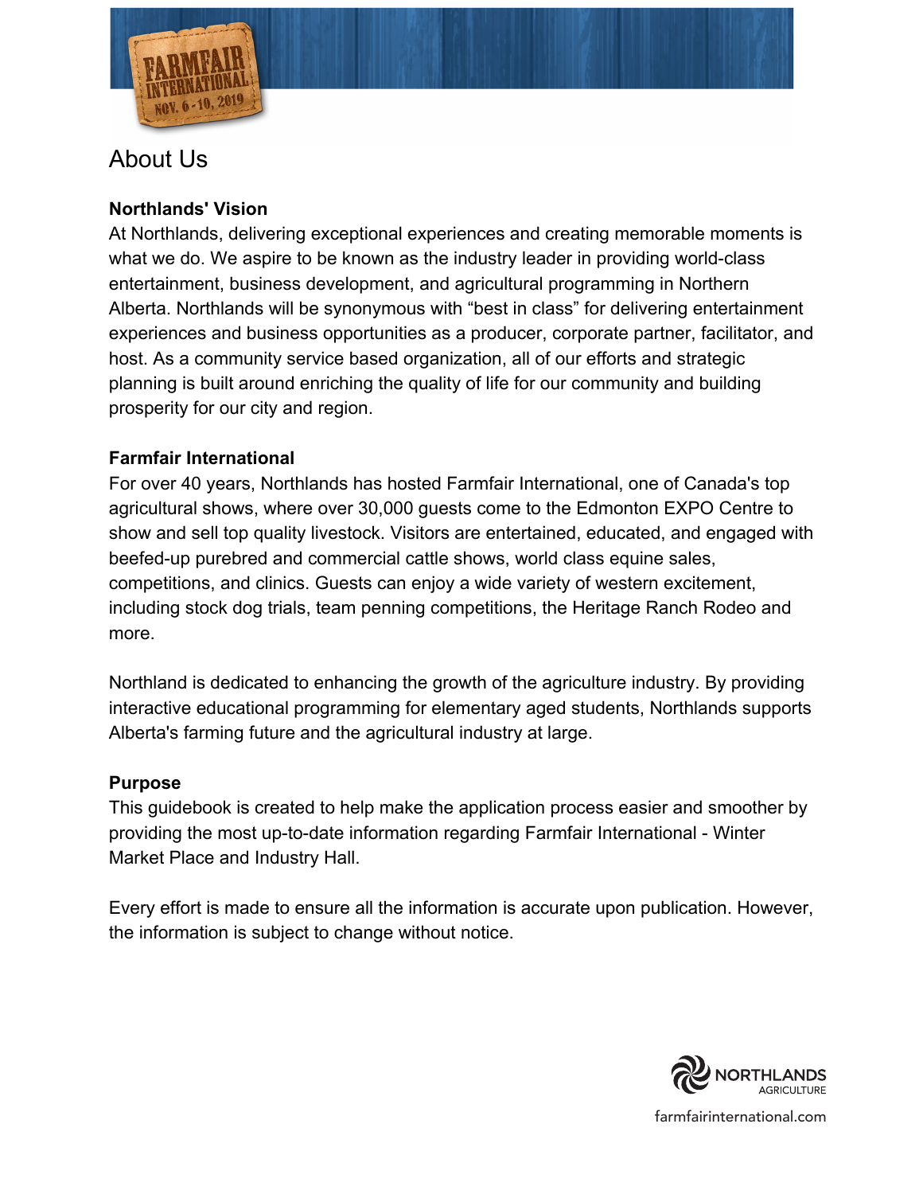# About Us

**Northlands' Vision**

At Northlands, delivering exceptional experiences and creating memorable moments is what we do. We aspire to be known as the industry leader in providing world-class entertainment, business development, and agricultural programming in Northern Alberta. Northlands will be synonymous with "best in class" for delivering entertainment experiences and business opportunities as a producer, corporate partner, facilitator, and host. As a community service based organization, all of our efforts and strategic planning is built around enriching the quality of life for our community and building prosperity for our city and region.

**Farmfair International**

For over 40 years, Northlands has hosted Farmfair International, one of Canada's top agricultural shows, where over 30,000 guests come to the Edmonton EXPO Centre to show and sell top quality livestock. Visitors are entertained, educated, and engaged with beefed-up purebred and commercial cattle shows, world class equine sales, competitions, and clinics. Guests can enjoy a wide variety of western excitement, including stock dog trials, team penning competitions, the Heritage Ranch Rodeo and more.

Northland is dedicated to enhancing the growth of the agriculture industry. By providing interactive educational programming for elementary aged students, Northlands supports Alberta's farming future and the agricultural industry at large.

**Purpose**

This guidebook is created to help make the application process easier and smoother by providing the most up-to-date information regarding Farmfair International - Winter Market Place and Industry Hall.

Every effort is made to ensure all the information is accurate upon publication. However, the information is subject to change without notice.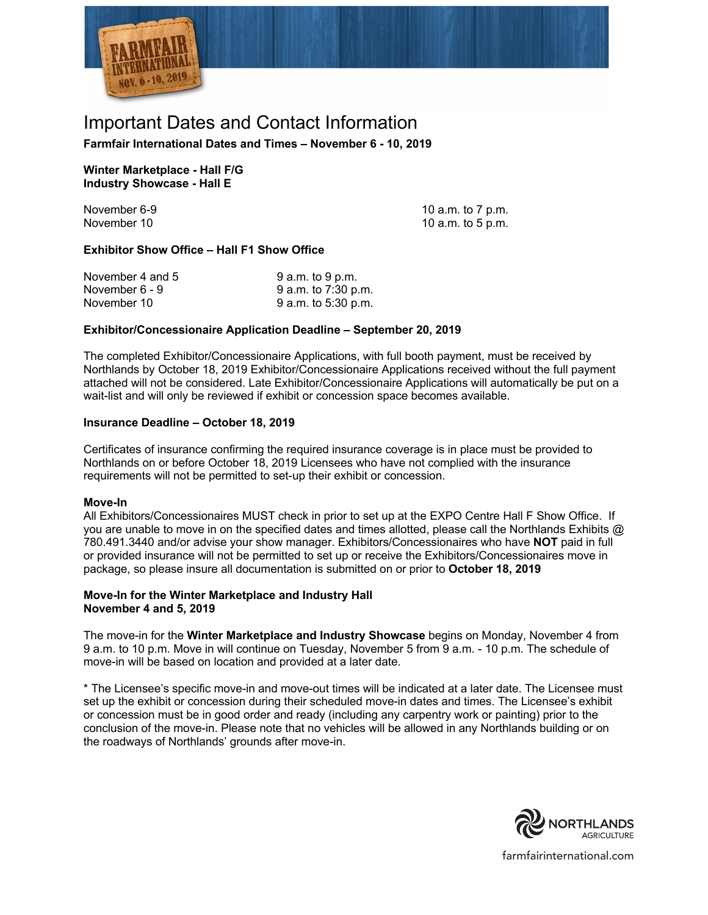# Important Dates and Contact Information

**Farmfair International Dates and Times – November 6 - 10, 2019**

**Winter Marketplace - Hall F/G**
**Industry Showcase - Hall E**

| | |
|---|---|
| November 6-9 | 10 a.m. to 7 p.m. |
| November 10 | 10 a.m. to 5 p.m. |

**Exhibitor Show Office – Hall F1 Show Office**

| | |
|---|---|
| November 4 and 5 | 9 a.m. to 9 p.m. |
| November 6 - 9 | 9 a.m. to 7:30 p.m. |
| November 10 | 9 a.m. to 5:30 p.m. |

**Exhibitor/Concessionaire Application Deadline – September 20, 2019**

The completed Exhibitor/Concessionaire Applications, with full booth payment, must be received by Northlands by October 18, 2019 Exhibitor/Concessionaire Applications received without the full payment attached will not be considered. Late Exhibitor/Concessionaire Applications will automatically be put on a wait-list and will only be reviewed if exhibit or concession space becomes available.

**Insurance Deadline – October 18, 2019**

Certificates of insurance confirming the required insurance coverage is in place must be provided to Northlands on or before October 18, 2019 Licensees who have not complied with the insurance requirements will not be permitted to set-up their exhibit or concession.

**Move-In**

All Exhibitors/Concessionaires MUST check in prior to set up at the EXPO Centre Hall F Show Office. If you are unable to move in on the specified dates and times allotted, please call the Northlands Exhibits @ 780.491.3440 and/or advise your show manager. Exhibitors/Concessionaires who have **NOT** paid in full or provided insurance will not be permitted to set up or receive the Exhibitors/Concessionaires move in package, so please insure all documentation is submitted on or prior to **October 18, 2019**

**Move-In for the Winter Marketplace and Industry Hall**
**November 4 and 5, 2019**

The move-in for the **Winter Marketplace and Industry Showcase** begins on Monday, November 4 from 9 a.m. to 10 p.m. Move in will continue on Tuesday, November 5 from 9 a.m. - 10 p.m. The schedule of move-in will be based on location and provided at a later date.

* The Licensee's specific move-in and move-out times will be indicated at a later date. The Licensee must set up the exhibit or concession during their scheduled move-in dates and times. The Licensee's exhibit or concession must be in good order and ready (including any carpentry work or painting) prior to the conclusion of the move-in. Please note that no vehicles will be allowed in any Northlands building or on the roadways of Northlands' grounds after move-in.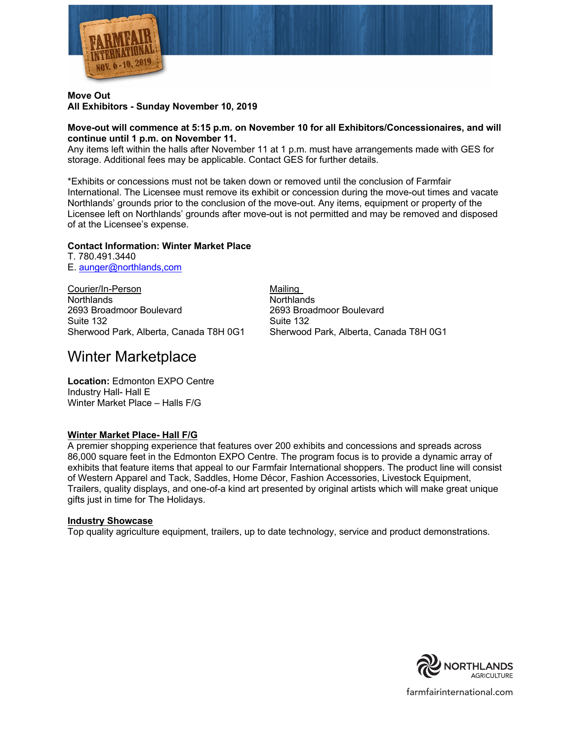**Move Out**
**All Exhibitors - Sunday November 10, 2019**

**Move-out will commence at 5:15 p.m. on November 10 for all Exhibitors/Concessionaires, and will continue until 1 p.m. on November 11.**
Any items left within the halls after November 11 at 1 p.m. must have arrangements made with GES for storage. Additional fees may be applicable. Contact GES for further details.

*Exhibits or concessions must not be taken down or removed until the conclusion of Farmfair International. The Licensee must remove its exhibit or concession during the move-out times and vacate Northlands' grounds prior to the conclusion of the move-out. Any items, equipment or property of the Licensee left on Northlands' grounds after move-out is not permitted and may be removed and disposed of at the Licensee's expense.

**Contact Information: Winter Market Place**
T. 780.491.3440
E. aunger@northlands,com

Courier/In-Person
Northlands
2693 Broadmoor Boulevard
Suite 132
Sherwood Park, Alberta, Canada T8H 0G1

Mailing
Northlands
2693 Broadmoor Boulevard
Suite 132
Sherwood Park, Alberta, Canada T8H 0G1

# Winter Marketplace

**Location:** Edmonton EXPO Centre
Industry Hall- Hall E
Winter Market Place – Halls F/G

**Winter Market Place- Hall F/G**
A premier shopping experience that features over 200 exhibits and concessions and spreads across 86,000 square feet in the Edmonton EXPO Centre. The program focus is to provide a dynamic array of exhibits that feature items that appeal to our Farmfair International shoppers. The product line will consist of Western Apparel and Tack, Saddles, Home Décor, Fashion Accessories, Livestock Equipment, Trailers, quality displays, and one-of-a kind art presented by original artists which will make great unique gifts just in time for The Holidays.

**Industry Showcase**
Top quality agriculture equipment, trailers, up to date technology, service and product demonstrations.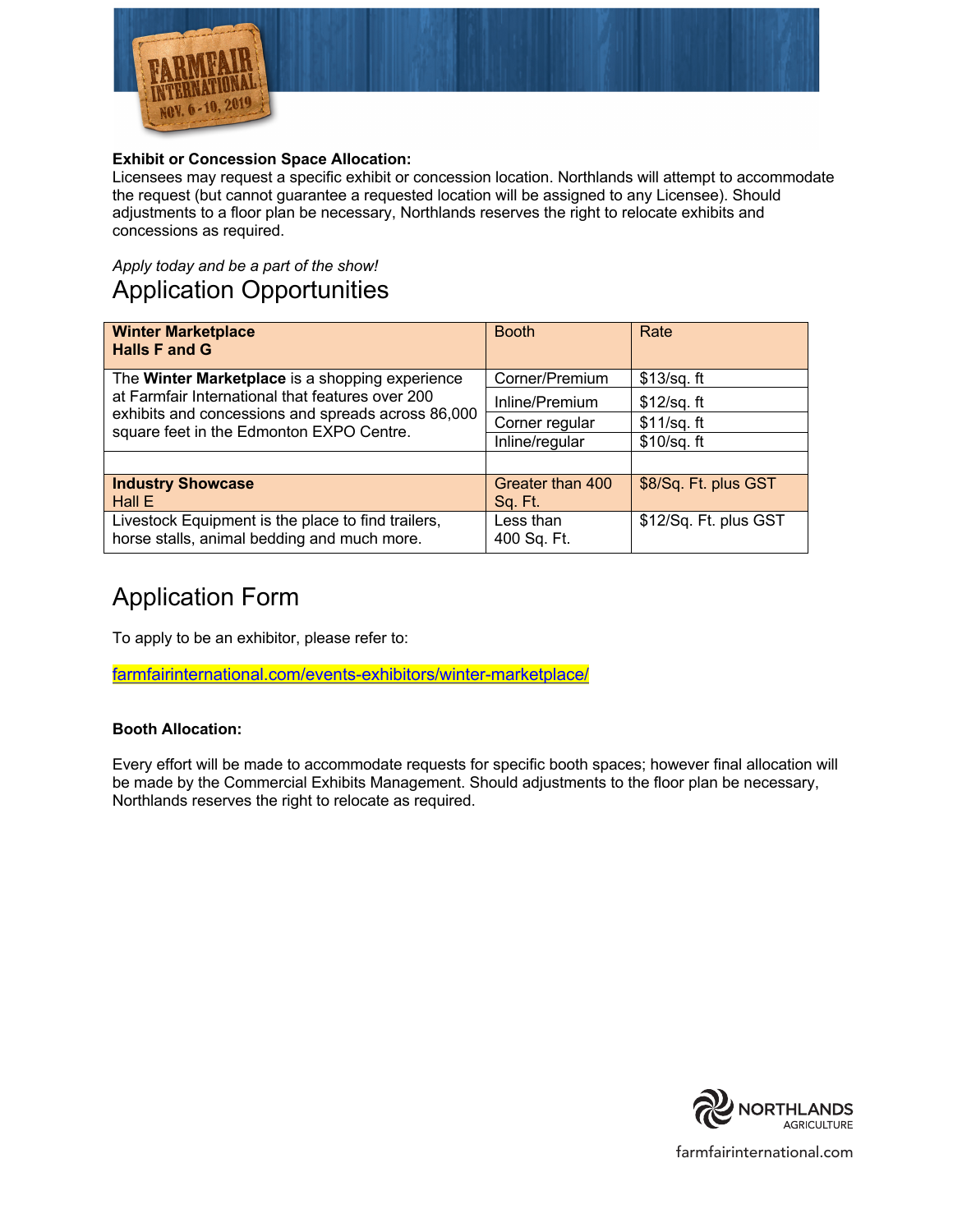**Exhibit or Concession Space Allocation:**
Licensees may request a specific exhibit or concession location. Northlands will attempt to accommodate the request (but cannot guarantee a requested location will be assigned to any Licensee). Should adjustments to a floor plan be necessary, Northlands reserves the right to relocate exhibits and concessions as required.

*Apply today and be a part of the show!*

# Application Opportunities

| **Winter Marketplace**<br>**Halls F and G** | Booth | Rate |
|---|---|---|
| The **Winter Marketplace** is a shopping experience at Farmfair International that features over 200 exhibits and concessions and spreads across 86,000 square feet in the Edmonton EXPO Centre. | Corner/Premium | $13/sq. ft |
| | Inline/Premium | $12/sq. ft |
| | Corner regular | $11/sq. ft |
| | Inline/regular | $10/sq. ft |
| | | |
| **Industry Showcase**<br>Hall E | Greater than 400 Sq. Ft. | $8/Sq. Ft. plus GST |
| Livestock Equipment is the place to find trailers, horse stalls, animal bedding and much more. | Less than 400 Sq. Ft. | $12/Sq. Ft. plus GST |

# Application Form

To apply to be an exhibitor, please refer to:

farmfairinternational.com/events-exhibitors/winter-marketplace/

**Booth Allocation:**

Every effort will be made to accommodate requests for specific booth spaces; however final allocation will be made by the Commercial Exhibits Management. Should adjustments to the floor plan be necessary, Northlands reserves the right to relocate as required.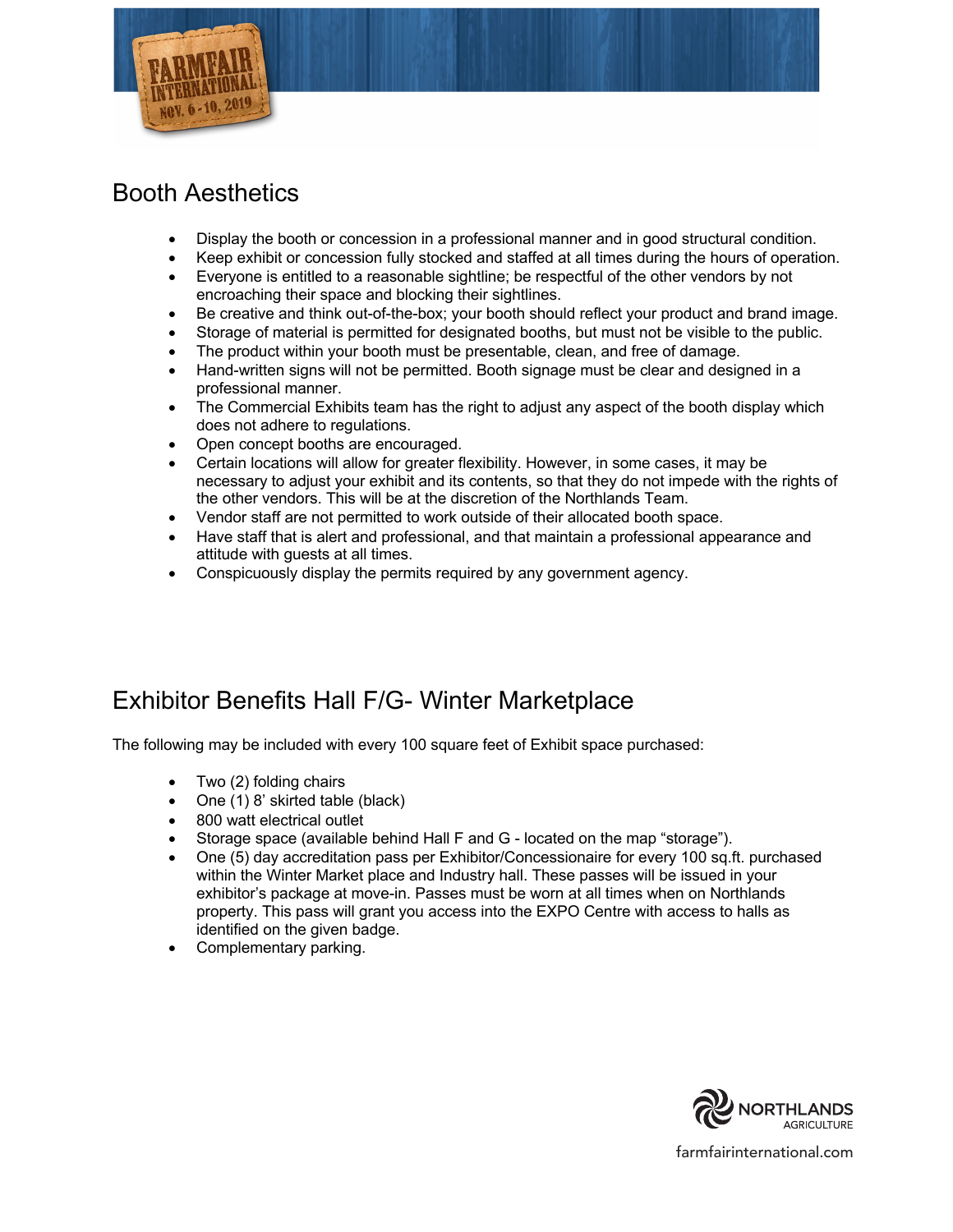## Booth Aesthetics

- Display the booth or concession in a professional manner and in good structural condition.
- Keep exhibit or concession fully stocked and staffed at all times during the hours of operation.
- Everyone is entitled to a reasonable sightline; be respectful of the other vendors by not encroaching their space and blocking their sightlines.
- Be creative and think out-of-the-box; your booth should reflect your product and brand image.
- Storage of material is permitted for designated booths, but must not be visible to the public.
- The product within your booth must be presentable, clean, and free of damage.
- Hand-written signs will not be permitted. Booth signage must be clear and designed in a professional manner.
- The Commercial Exhibits team has the right to adjust any aspect of the booth display which does not adhere to regulations.
- Open concept booths are encouraged.
- Certain locations will allow for greater flexibility. However, in some cases, it may be necessary to adjust your exhibit and its contents, so that they do not impede with the rights of the other vendors. This will be at the discretion of the Northlands Team.
- Vendor staff are not permitted to work outside of their allocated booth space.
- Have staff that is alert and professional, and that maintain a professional appearance and attitude with guests at all times.
- Conspicuously display the permits required by any government agency.

## Exhibitor Benefits Hall F/G- Winter Marketplace

The following may be included with every 100 square feet of Exhibit space purchased:

- Two (2) folding chairs
- One (1) 8' skirted table (black)
- 800 watt electrical outlet
- Storage space (available behind Hall F and G - located on the map "storage").
- One (5) day accreditation pass per Exhibitor/Concessionaire for every 100 sq.ft. purchased within the Winter Market place and Industry hall. These passes will be issued in your exhibitor's package at move-in. Passes must be worn at all times when on Northlands property. This pass will grant you access into the EXPO Centre with access to halls as identified on the given badge.
- Complementary parking.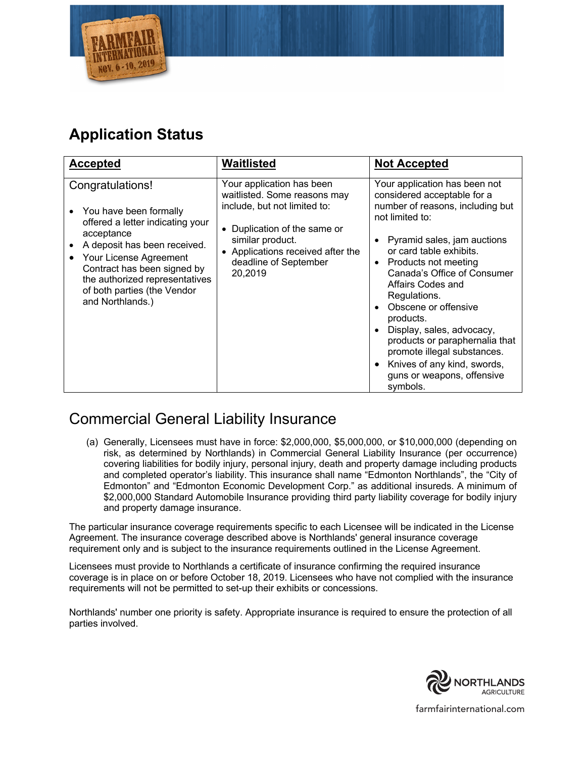## Application Status

| **Accepted** | **Waitlisted** | **Not Accepted** |
|---|---|---|
| Congratulations!<br><br>• You have been formally offered a letter indicating your acceptance<br>• A deposit has been received.<br>• Your License Agreement Contract has been signed by the authorized representatives of both parties (the Vendor and Northlands.) | Your application has been waitlisted. Some reasons may include, but not limited to:<br><br>• Duplication of the same or similar product.<br>• Applications received after the deadline of September 20,2019 | Your application has been not considered acceptable for a number of reasons, including but not limited to:<br><br>• Pyramid sales, jam auctions or card table exhibits.<br>• Products not meeting Canada's Office of Consumer Affairs Codes and Regulations.<br>• Obscene or offensive products.<br>• Display, sales, advocacy, products or paraphernalia that promote illegal substances.<br>• Knives of any kind, swords, guns or weapons, offensive symbols. |

## Commercial General Liability Insurance

(a) Generally, Licensees must have in force: $2,000,000, $5,000,000, or $10,000,000 (depending on risk, as determined by Northlands) in Commercial General Liability Insurance (per occurrence) covering liabilities for bodily injury, personal injury, death and property damage including products and completed operator's liability. This insurance shall name "Edmonton Northlands", the "City of Edmonton" and "Edmonton Economic Development Corp." as additional insureds. A minimum of $2,000,000 Standard Automobile Insurance providing third party liability coverage for bodily injury and property damage insurance.

The particular insurance coverage requirements specific to each Licensee will be indicated in the License Agreement. The insurance coverage described above is Northlands' general insurance coverage requirement only and is subject to the insurance requirements outlined in the License Agreement.

Licensees must provide to Northlands a certificate of insurance confirming the required insurance coverage is in place on or before October 18, 2019. Licensees who have not complied with the insurance requirements will not be permitted to set-up their exhibits or concessions.

Northlands' number one priority is safety. Appropriate insurance is required to ensure the protection of all parties involved.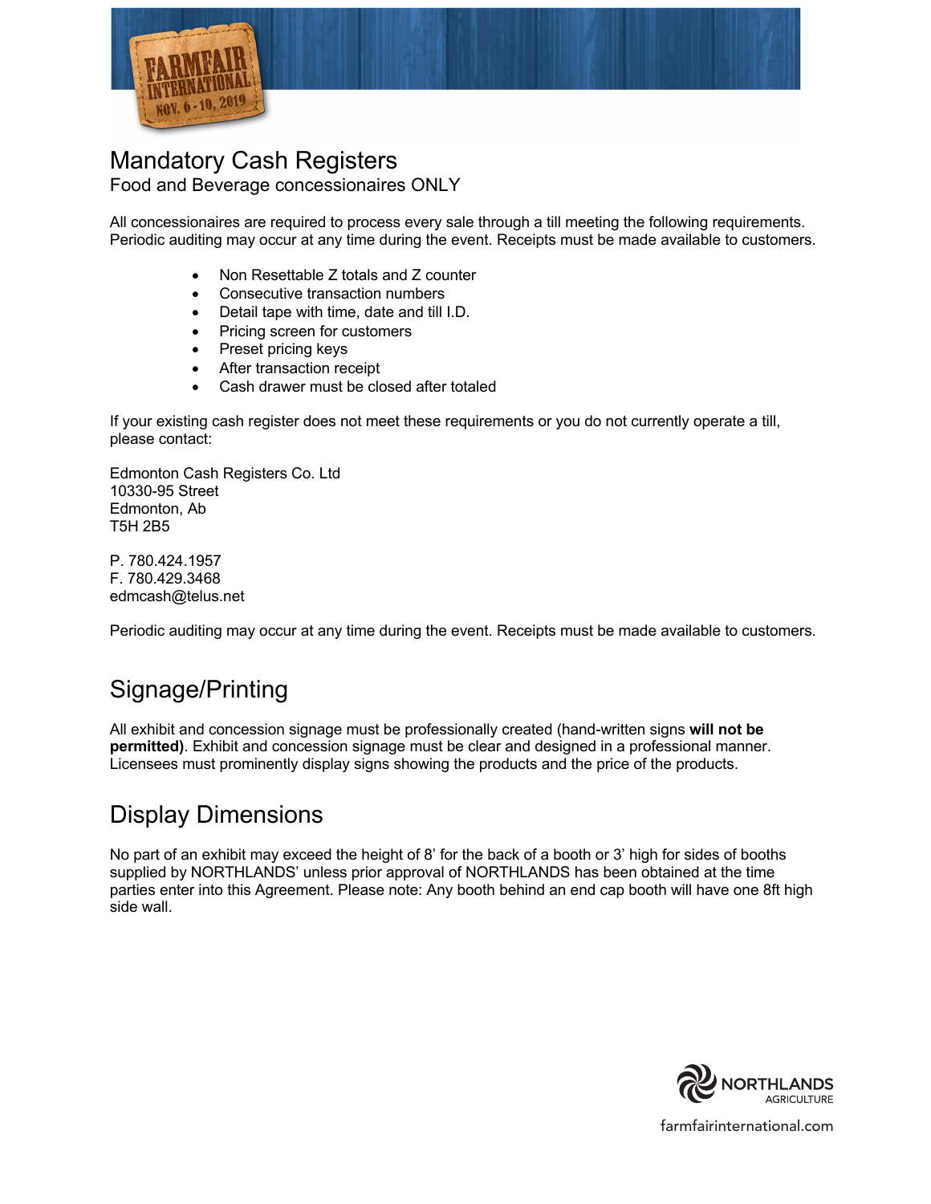# Mandatory Cash Registers

Food and Beverage concessionaires ONLY

All concessionaires are required to process every sale through a till meeting the following requirements. Periodic auditing may occur at any time during the event. Receipts must be made available to customers.

- Non Resettable Z totals and Z counter
- Consecutive transaction numbers
- Detail tape with time, date and till I.D.
- Pricing screen for customers
- Preset pricing keys
- After transaction receipt
- Cash drawer must be closed after totaled

If your existing cash register does not meet these requirements or you do not currently operate a till, please contact:

Edmonton Cash Registers Co. Ltd
10330-95 Street
Edmonton, Ab
T5H 2B5

P. 780.424.1957
F. 780.429.3468
edmcash@telus.net

Periodic auditing may occur at any time during the event. Receipts must be made available to customers.

# Signage/Printing

All exhibit and concession signage must be professionally created (hand-written signs **will not be permitted)**. Exhibit and concession signage must be clear and designed in a professional manner. Licensees must prominently display signs showing the products and the price of the products.

# Display Dimensions

No part of an exhibit may exceed the height of 8' for the back of a booth or 3' high for sides of booths supplied by NORTHLANDS' unless prior approval of NORTHLANDS has been obtained at the time parties enter into this Agreement. Please note: Any booth behind an end cap booth will have one 8ft high side wall.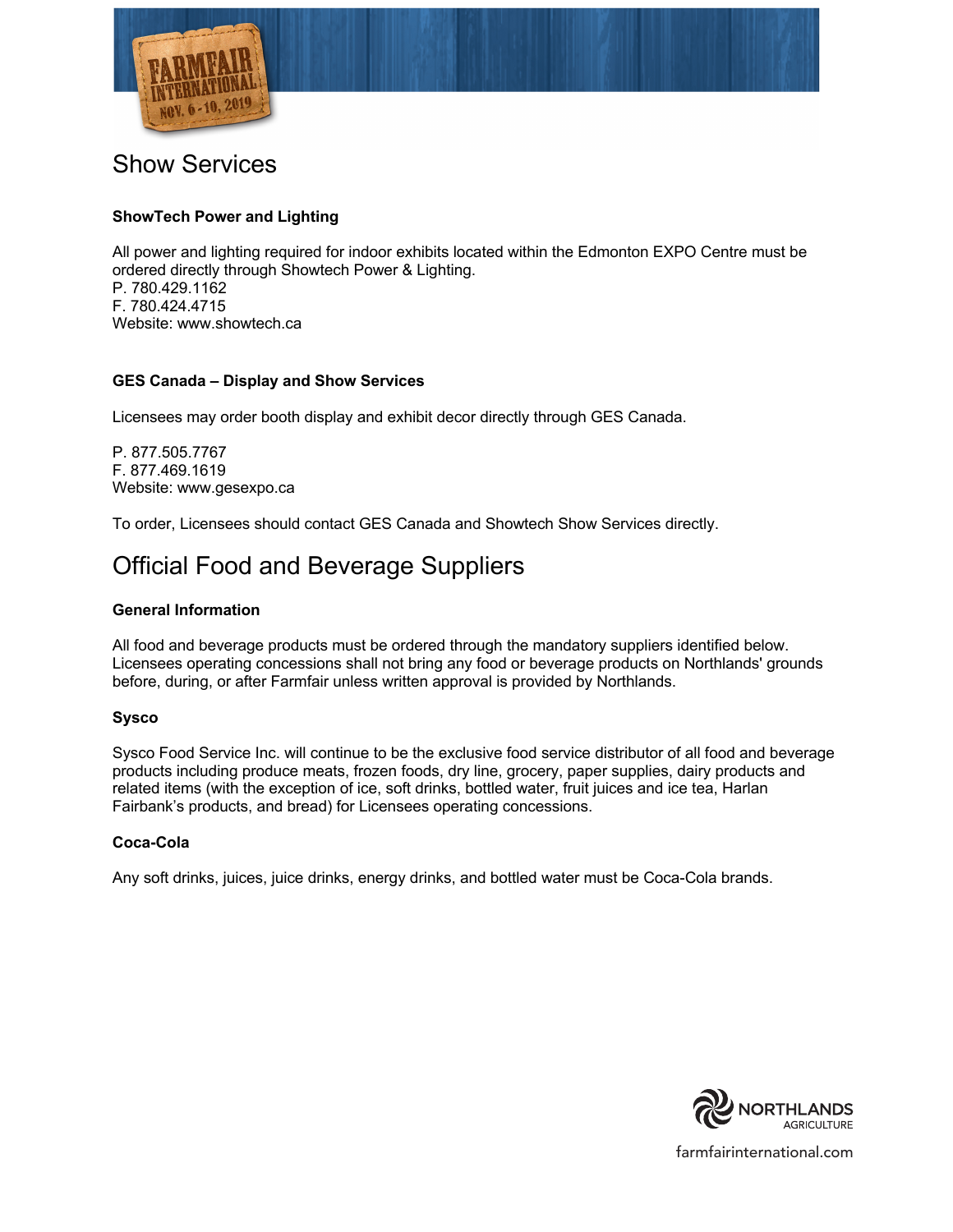# Show Services

### ShowTech Power and Lighting

All power and lighting required for indoor exhibits located within the Edmonton EXPO Centre must be ordered directly through Showtech Power & Lighting.
P. 780.429.1162
F. 780.424.4715
Website: www.showtech.ca

### GES Canada – Display and Show Services

Licensees may order booth display and exhibit decor directly through GES Canada.

P. 877.505.7767
F. 877.469.1619
Website: www.gesexpo.ca

To order, Licensees should contact GES Canada and Showtech Show Services directly.

# Official Food and Beverage Suppliers

### General Information

All food and beverage products must be ordered through the mandatory suppliers identified below. Licensees operating concessions shall not bring any food or beverage products on Northlands' grounds before, during, or after Farmfair unless written approval is provided by Northlands.

### Sysco

Sysco Food Service Inc. will continue to be the exclusive food service distributor of all food and beverage products including produce meats, frozen foods, dry line, grocery, paper supplies, dairy products and related items (with the exception of ice, soft drinks, bottled water, fruit juices and ice tea, Harlan Fairbank's products, and bread) for Licensees operating concessions.

### Coca-Cola

Any soft drinks, juices, juice drinks, energy drinks, and bottled water must be Coca-Cola brands.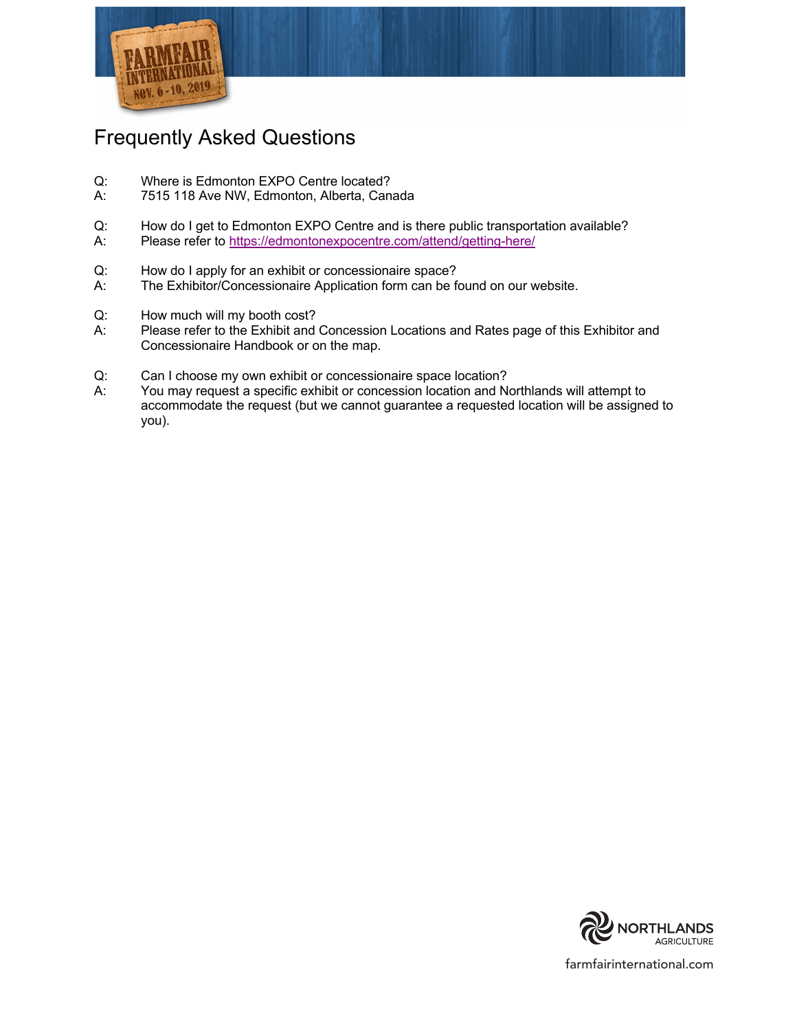# Frequently Asked Questions

Q: Where is Edmonton EXPO Centre located?
A: 7515 118 Ave NW, Edmonton, Alberta, Canada

Q: How do I get to Edmonton EXPO Centre and is there public transportation available?
A: Please refer to https://edmontonexpocentre.com/attend/getting-here/

Q: How do I apply for an exhibit or concessionaire space?
A: The Exhibitor/Concessionaire Application form can be found on our website.

Q: How much will my booth cost?
A: Please refer to the Exhibit and Concession Locations and Rates page of this Exhibitor and Concessionaire Handbook or on the map.

Q: Can I choose my own exhibit or concessionaire space location?
A: You may request a specific exhibit or concession location and Northlands will attempt to accommodate the request (but we cannot guarantee a requested location will be assigned to you).